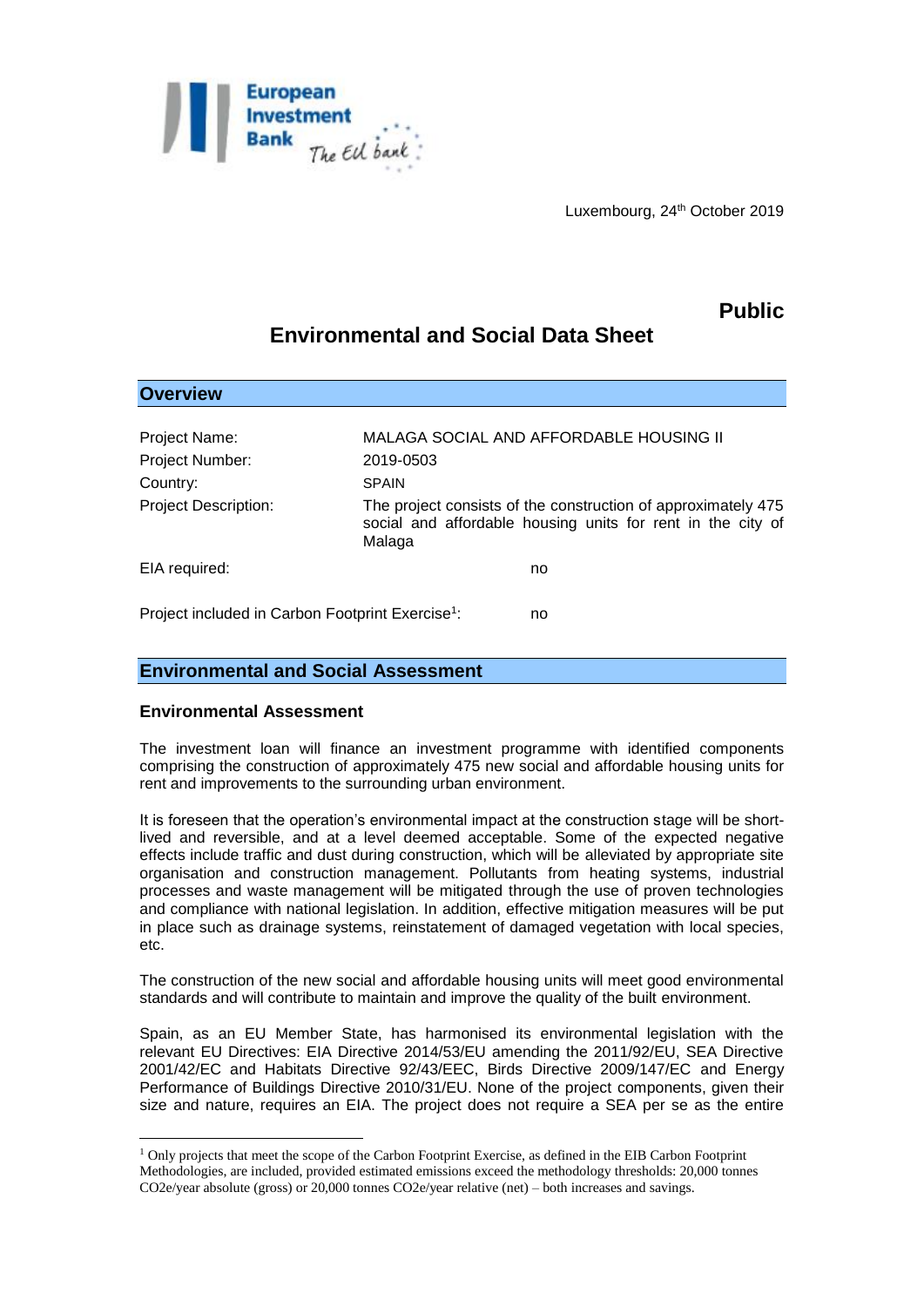Luxembourg, 24th October 2019

**Public**

# Environmental and Social Data Sheet

## Overview

| | |
|---|---|
| Project Name: | MALAGA SOCIAL AND AFFORDABLE HOUSING II |
| Project Number: | 2019-0503 |
| Country: | SPAIN |
| Project Description: | The project consists of the construction of approximately 475 social and affordable housing units for rent in the city of Malaga |
| EIA required: | no |
| Project included in Carbon Footprint Exercise[1]: | no |

## Environmental and Social Assessment

### Environmental Assessment

The investment loan will finance an investment programme with identified components comprising the construction of approximately 475 new social and affordable housing units for rent and improvements to the surrounding urban environment.

It is foreseen that the operation's environmental impact at the construction stage will be short-lived and reversible, and at a level deemed acceptable. Some of the expected negative effects include traffic and dust during construction, which will be alleviated by appropriate site organisation and construction management. Pollutants from heating systems, industrial processes and waste management will be mitigated through the use of proven technologies and compliance with national legislation. In addition, effective mitigation measures will be put in place such as drainage systems, reinstatement of damaged vegetation with local species, etc.

The construction of the new social and affordable housing units will meet good environmental standards and will contribute to maintain and improve the quality of the built environment.

Spain, as an EU Member State, has harmonised its environmental legislation with the relevant EU Directives: EIA Directive 2014/53/EU amending the 2011/92/EU, SEA Directive 2001/42/EC and Habitats Directive 92/43/EEC, Birds Directive 2009/147/EC and Energy Performance of Buildings Directive 2010/31/EU. None of the project components, given their size and nature, requires an EIA. The project does not require a SEA per se as the entire

[1] Only projects that meet the scope of the Carbon Footprint Exercise, as defined in the EIB Carbon Footprint Methodologies, are included, provided estimated emissions exceed the methodology thresholds: 20,000 tonnes $CO_2e$/year absolute (gross) or 20,000 tonnes $CO_2e$/year relative (net) – both increases and savings.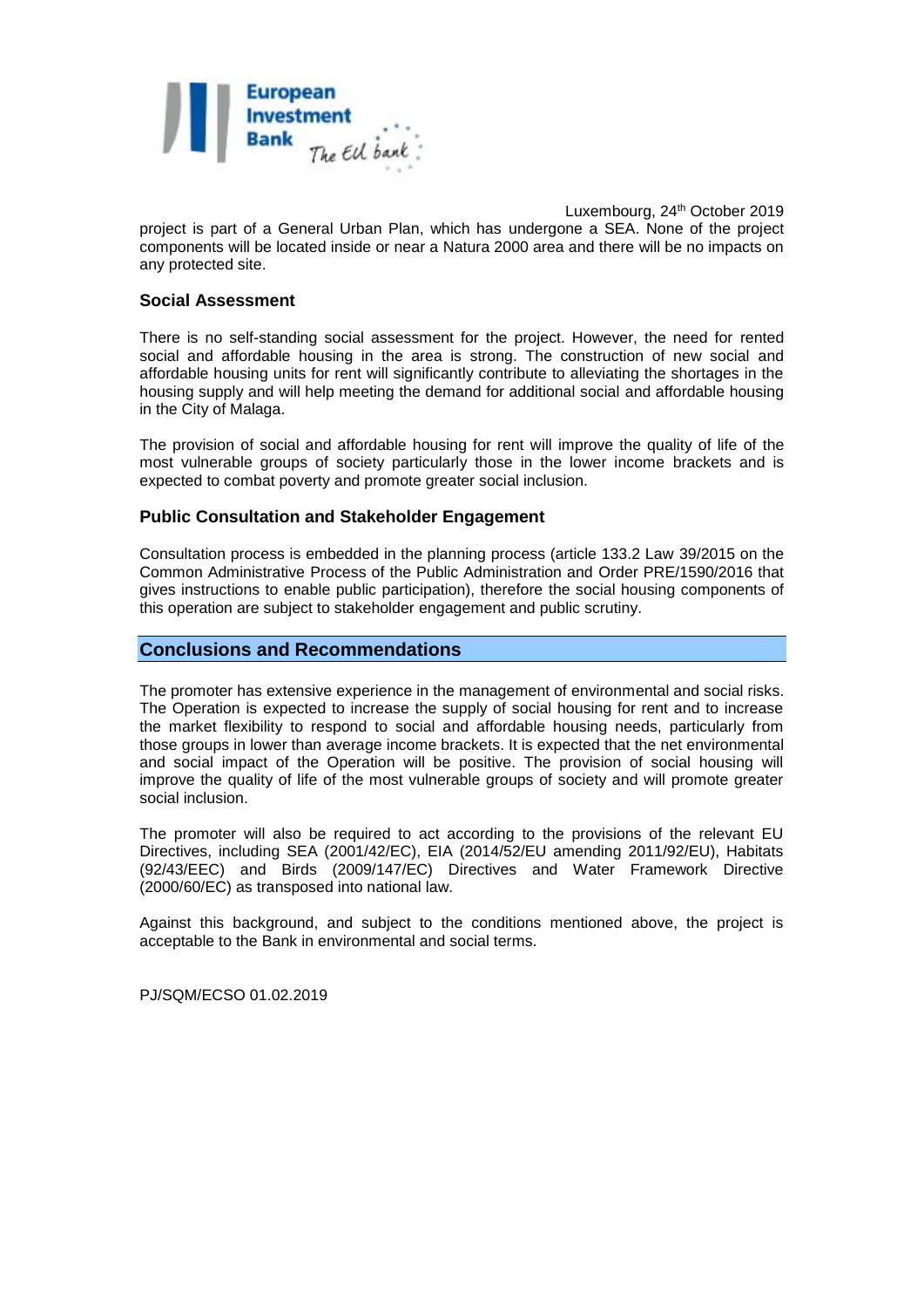project is part of a General Urban Plan, which has undergone a SEA. None of the project components will be located inside or near a Natura 2000 area and there will be no impacts on any protected site.

### Social Assessment

There is no self-standing social assessment for the project. However, the need for rented social and affordable housing in the area is strong. The construction of new social and affordable housing units for rent will significantly contribute to alleviating the shortages in the housing supply and will help meeting the demand for additional social and affordable housing in the City of Malaga.

The provision of social and affordable housing for rent will improve the quality of life of the most vulnerable groups of society particularly those in the lower income brackets and is expected to combat poverty and promote greater social inclusion.

### Public Consultation and Stakeholder Engagement

Consultation process is embedded in the planning process (article 133.2 Law 39/2015 on the Common Administrative Process of the Public Administration and Order PRE/1590/2016 that gives instructions to enable public participation), therefore the social housing components of this operation are subject to stakeholder engagement and public scrutiny.

## Conclusions and Recommendations

The promoter has extensive experience in the management of environmental and social risks. The Operation is expected to increase the supply of social housing for rent and to increase the market flexibility to respond to social and affordable housing needs, particularly from those groups in lower than average income brackets. It is expected that the net environmental and social impact of the Operation will be positive. The provision of social housing will improve the quality of life of the most vulnerable groups of society and will promote greater social inclusion.

The promoter will also be required to act according to the provisions of the relevant EU Directives, including SEA (2001/42/EC), EIA (2014/52/EU amending 2011/92/EU), Habitats (92/43/EEC) and Birds (2009/147/EC) Directives and Water Framework Directive (2000/60/EC) as transposed into national law.

Against this background, and subject to the conditions mentioned above, the project is acceptable to the Bank in environmental and social terms.

PJ/SQM/ECSO 01.02.2019